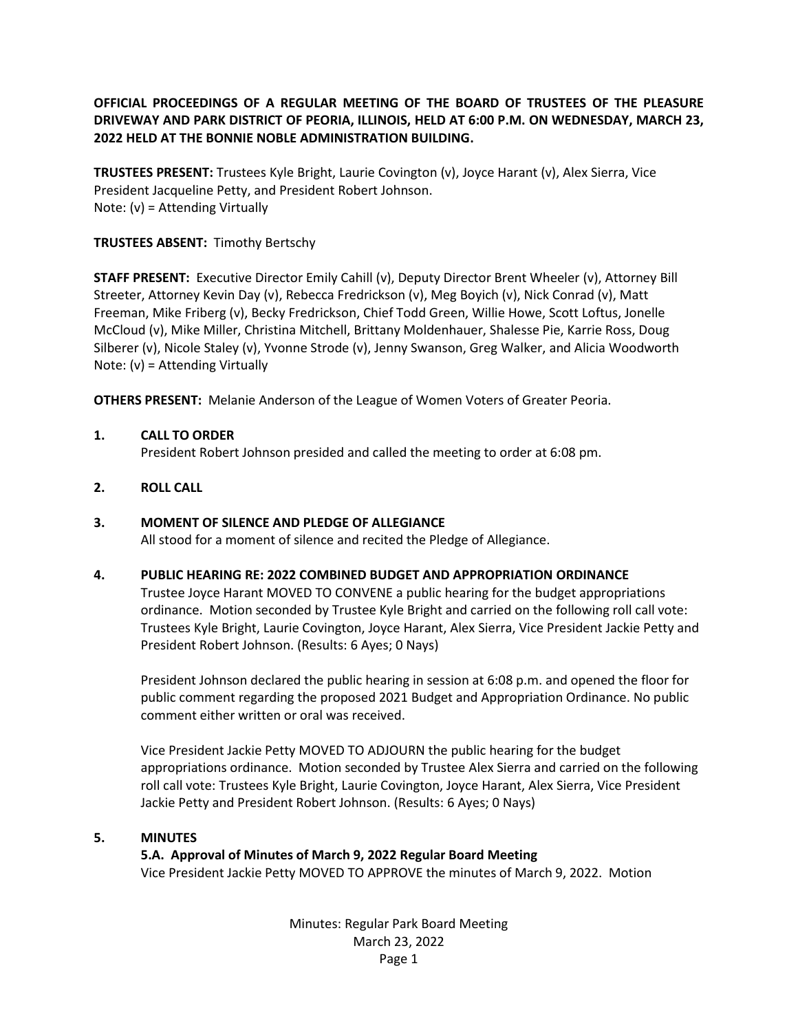**OFFICIAL PROCEEDINGS OF A REGULAR MEETING OF THE BOARD OF TRUSTEES OF THE PLEASURE DRIVEWAY AND PARK DISTRICT OF PEORIA, ILLINOIS, HELD AT 6:00 P.M. ON WEDNESDAY, MARCH 23, 2022 HELD AT THE BONNIE NOBLE ADMINISTRATION BUILDING.**

**TRUSTEES PRESENT:** Trustees Kyle Bright, Laurie Covington (v), Joyce Harant (v), Alex Sierra, Vice President Jacqueline Petty, and President Robert Johnson.
Note: (v) = Attending Virtually

**TRUSTEES ABSENT:** Timothy Bertschy

**STAFF PRESENT:** Executive Director Emily Cahill (v), Deputy Director Brent Wheeler (v), Attorney Bill Streeter, Attorney Kevin Day (v), Rebecca Fredrickson (v), Meg Boyich (v), Nick Conrad (v), Matt Freeman, Mike Friberg (v), Becky Fredrickson, Chief Todd Green, Willie Howe, Scott Loftus, Jonelle McCloud (v), Mike Miller, Christina Mitchell, Brittany Moldenhauer, Shalesse Pie, Karrie Ross, Doug Silberer (v), Nicole Staley (v), Yvonne Strode (v), Jenny Swanson, Greg Walker, and Alicia Woodworth
Note: (v) = Attending Virtually

**OTHERS PRESENT:** Melanie Anderson of the League of Women Voters of Greater Peoria.

## 1. CALL TO ORDER

President Robert Johnson presided and called the meeting to order at 6:08 pm.

## 2. ROLL CALL

## 3. MOMENT OF SILENCE AND PLEDGE OF ALLEGIANCE

All stood for a moment of silence and recited the Pledge of Allegiance.

## 4. PUBLIC HEARING RE: 2022 COMBINED BUDGET AND APPROPRIATION ORDINANCE

Trustee Joyce Harant MOVED TO CONVENE a public hearing for the budget appropriations ordinance. Motion seconded by Trustee Kyle Bright and carried on the following roll call vote: Trustees Kyle Bright, Laurie Covington, Joyce Harant, Alex Sierra, Vice President Jackie Petty and President Robert Johnson. (Results: 6 Ayes; 0 Nays)

President Johnson declared the public hearing in session at 6:08 p.m. and opened the floor for public comment regarding the proposed 2021 Budget and Appropriation Ordinance. No public comment either written or oral was received.

Vice President Jackie Petty MOVED TO ADJOURN the public hearing for the budget appropriations ordinance. Motion seconded by Trustee Alex Sierra and carried on the following roll call vote: Trustees Kyle Bright, Laurie Covington, Joyce Harant, Alex Sierra, Vice President Jackie Petty and President Robert Johnson. (Results: 6 Ayes; 0 Nays)

## 5. MINUTES

### 5.A. Approval of Minutes of March 9, 2022 Regular Board Meeting

Vice President Jackie Petty MOVED TO APPROVE the minutes of March 9, 2022. Motion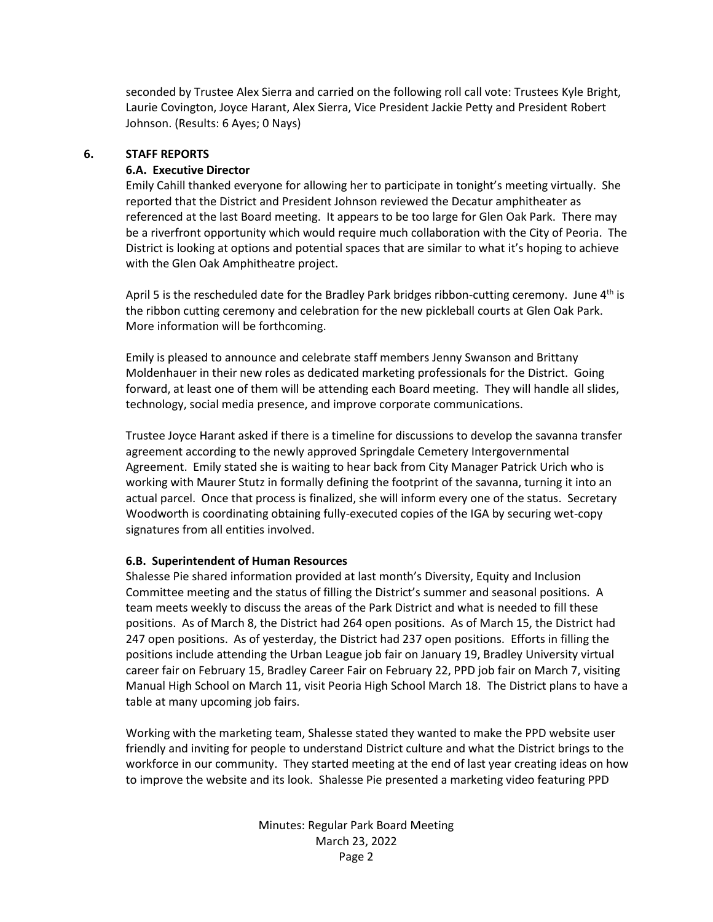seconded by Trustee Alex Sierra and carried on the following roll call vote: Trustees Kyle Bright, Laurie Covington, Joyce Harant, Alex Sierra, Vice President Jackie Petty and President Robert Johnson. (Results: 6 Ayes; 0 Nays)

## 6. STAFF REPORTS

### 6.A. Executive Director

Emily Cahill thanked everyone for allowing her to participate in tonight's meeting virtually. She reported that the District and President Johnson reviewed the Decatur amphitheater as referenced at the last Board meeting. It appears to be too large for Glen Oak Park. There may be a riverfront opportunity which would require much collaboration with the City of Peoria. The District is looking at options and potential spaces that are similar to what it's hoping to achieve with the Glen Oak Amphitheatre project.

April 5 is the rescheduled date for the Bradley Park bridges ribbon-cutting ceremony. June 4th is the ribbon cutting ceremony and celebration for the new pickleball courts at Glen Oak Park. More information will be forthcoming.

Emily is pleased to announce and celebrate staff members Jenny Swanson and Brittany Moldenhauer in their new roles as dedicated marketing professionals for the District. Going forward, at least one of them will be attending each Board meeting. They will handle all slides, technology, social media presence, and improve corporate communications.

Trustee Joyce Harant asked if there is a timeline for discussions to develop the savanna transfer agreement according to the newly approved Springdale Cemetery Intergovernmental Agreement. Emily stated she is waiting to hear back from City Manager Patrick Urich who is working with Maurer Stutz in formally defining the footprint of the savanna, turning it into an actual parcel. Once that process is finalized, she will inform every one of the status. Secretary Woodworth is coordinating obtaining fully-executed copies of the IGA by securing wet-copy signatures from all entities involved.

### 6.B. Superintendent of Human Resources

Shalesse Pie shared information provided at last month's Diversity, Equity and Inclusion Committee meeting and the status of filling the District's summer and seasonal positions. A team meets weekly to discuss the areas of the Park District and what is needed to fill these positions. As of March 8, the District had 264 open positions. As of March 15, the District had 247 open positions. As of yesterday, the District had 237 open positions. Efforts in filling the positions include attending the Urban League job fair on January 19, Bradley University virtual career fair on February 15, Bradley Career Fair on February 22, PPD job fair on March 7, visiting Manual High School on March 11, visit Peoria High School March 18. The District plans to have a table at many upcoming job fairs.

Working with the marketing team, Shalesse stated they wanted to make the PPD website user friendly and inviting for people to understand District culture and what the District brings to the workforce in our community. They started meeting at the end of last year creating ideas on how to improve the website and its look. Shalesse Pie presented a marketing video featuring PPD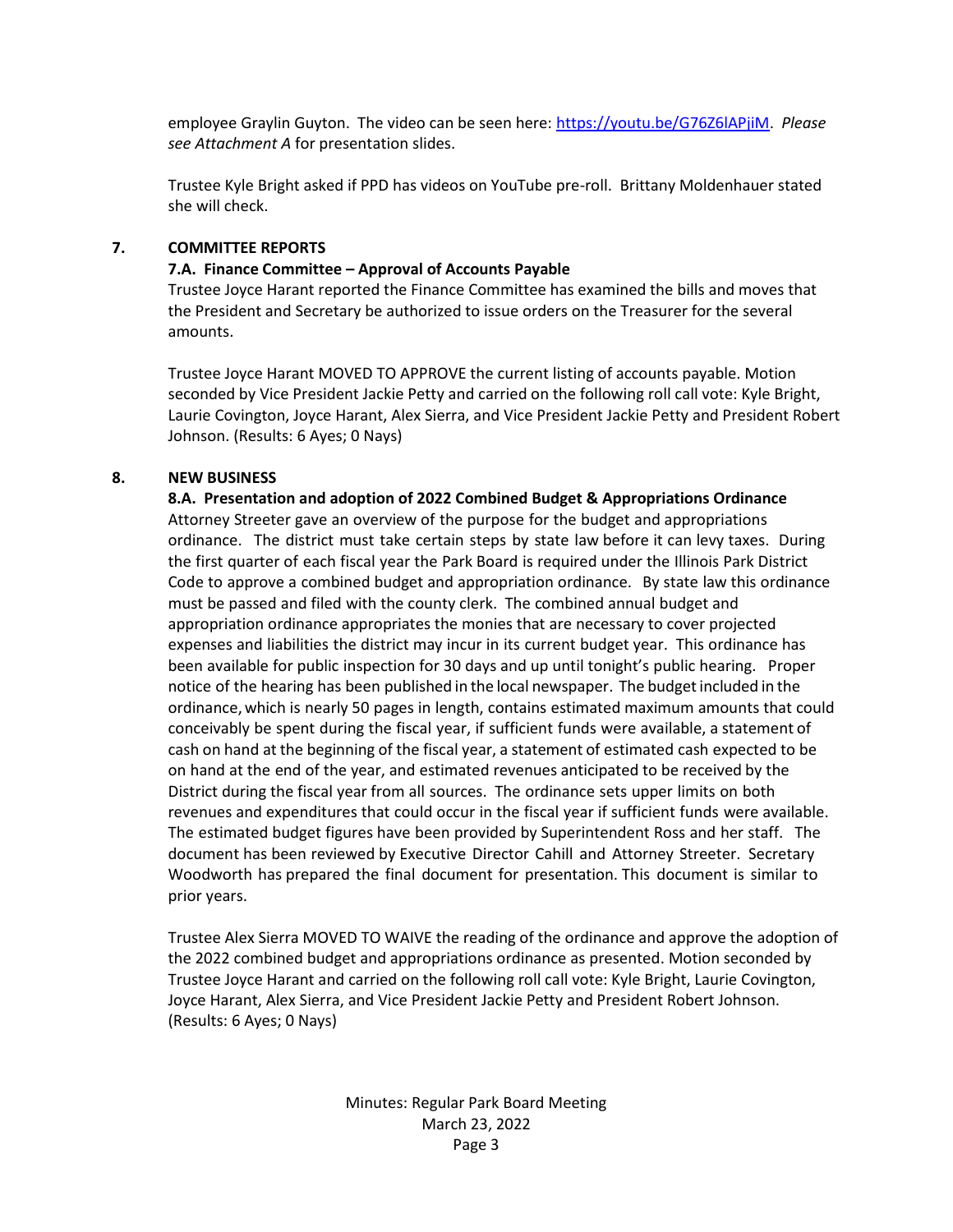employee Graylin Guyton. The video can be seen here: https://youtu.be/G76Z6lAPjiM. *Please see Attachment A* for presentation slides.

Trustee Kyle Bright asked if PPD has videos on YouTube pre-roll. Brittany Moldenhauer stated she will check.

## 7. COMMITTEE REPORTS

### 7.A. Finance Committee – Approval of Accounts Payable

Trustee Joyce Harant reported the Finance Committee has examined the bills and moves that the President and Secretary be authorized to issue orders on the Treasurer for the several amounts.

Trustee Joyce Harant MOVED TO APPROVE the current listing of accounts payable. Motion seconded by Vice President Jackie Petty and carried on the following roll call vote: Kyle Bright, Laurie Covington, Joyce Harant, Alex Sierra, and Vice President Jackie Petty and President Robert Johnson. (Results: 6 Ayes; 0 Nays)

## 8. NEW BUSINESS

### 8.A. Presentation and adoption of 2022 Combined Budget & Appropriations Ordinance

Attorney Streeter gave an overview of the purpose for the budget and appropriations ordinance. The district must take certain steps by state law before it can levy taxes. During the first quarter of each fiscal year the Park Board is required under the Illinois Park District Code to approve a combined budget and appropriation ordinance. By state law this ordinance must be passed and filed with the county clerk. The combined annual budget and appropriation ordinance appropriates the monies that are necessary to cover projected expenses and liabilities the district may incur in its current budget year. This ordinance has been available for public inspection for 30 days and up until tonight's public hearing. Proper notice of the hearing has been published in the local newspaper. The budget included in the ordinance, which is nearly 50 pages in length, contains estimated maximum amounts that could conceivably be spent during the fiscal year, if sufficient funds were available, a statement of cash on hand at the beginning of the fiscal year, a statement of estimated cash expected to be on hand at the end of the year, and estimated revenues anticipated to be received by the District during the fiscal year from all sources. The ordinance sets upper limits on both revenues and expenditures that could occur in the fiscal year if sufficient funds were available. The estimated budget figures have been provided by Superintendent Ross and her staff. The document has been reviewed by Executive Director Cahill and Attorney Streeter. Secretary Woodworth has prepared the final document for presentation. This document is similar to prior years.

Trustee Alex Sierra MOVED TO WAIVE the reading of the ordinance and approve the adoption of the 2022 combined budget and appropriations ordinance as presented. Motion seconded by Trustee Joyce Harant and carried on the following roll call vote: Kyle Bright, Laurie Covington, Joyce Harant, Alex Sierra, and Vice President Jackie Petty and President Robert Johnson. (Results: 6 Ayes; 0 Nays)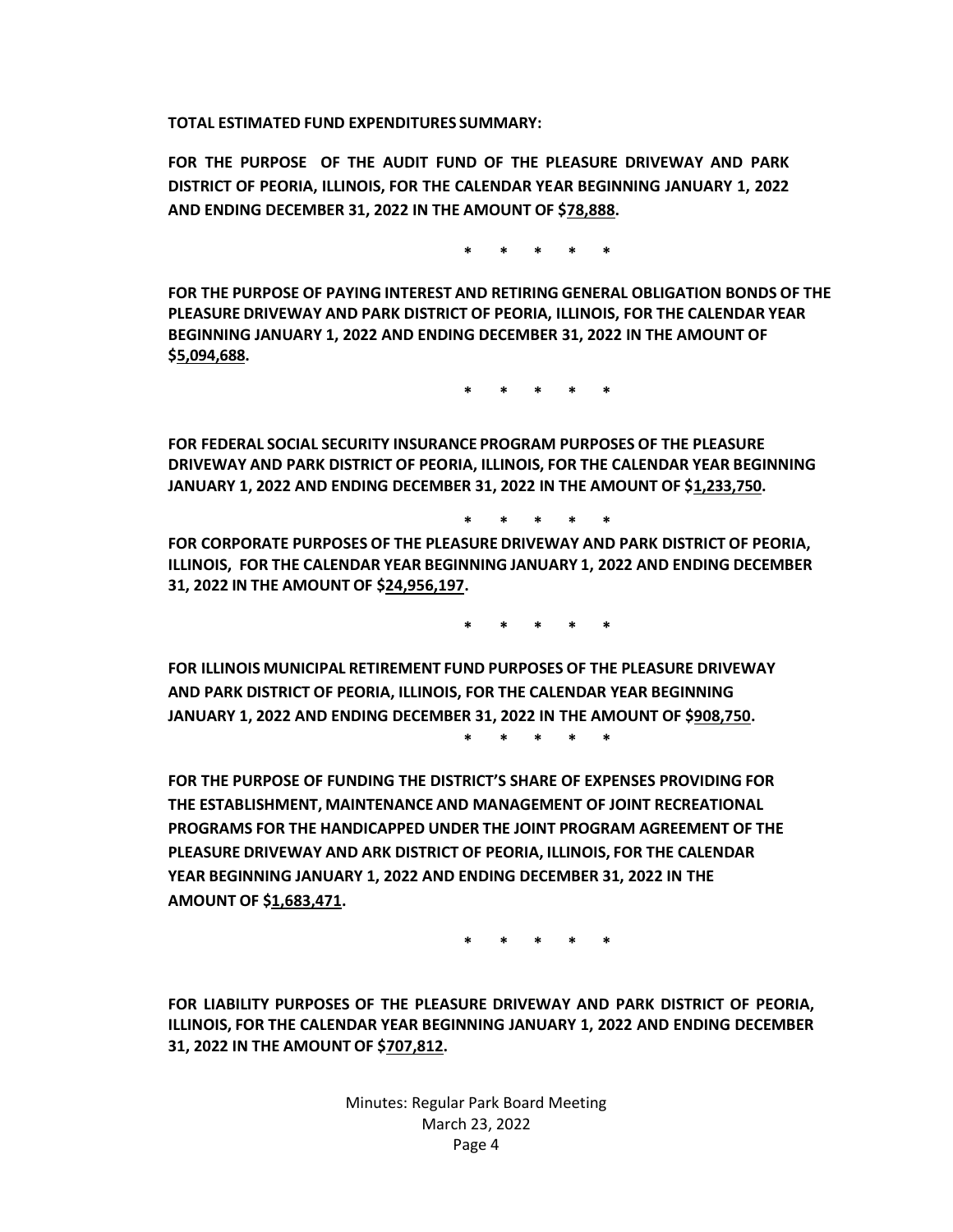**TOTAL ESTIMATED FUND EXPENDITURES SUMMARY:**

**FOR THE PURPOSE OF THE AUDIT FUND OF THE PLEASURE DRIVEWAY AND PARK DISTRICT OF PEORIA, ILLINOIS, FOR THE CALENDAR YEAR BEGINNING JANUARY 1, 2022 AND ENDING DECEMBER 31, 2022 IN THE AMOUNT OF $78,888.**

\* \* \* \* \*

**FOR THE PURPOSE OF PAYING INTEREST AND RETIRING GENERAL OBLIGATION BONDS OF THE PLEASURE DRIVEWAY AND PARK DISTRICT OF PEORIA, ILLINOIS, FOR THE CALENDAR YEAR BEGINNING JANUARY 1, 2022 AND ENDING DECEMBER 31, 2022 IN THE AMOUNT OF $5,094,688.**

\* \* \* \* \*

**FOR FEDERAL SOCIAL SECURITY INSURANCE PROGRAM PURPOSES OF THE PLEASURE DRIVEWAY AND PARK DISTRICT OF PEORIA, ILLINOIS, FOR THE CALENDAR YEAR BEGINNING JANUARY 1, 2022 AND ENDING DECEMBER 31, 2022 IN THE AMOUNT OF $1,233,750.**

\* \* \* \* \*

**FOR CORPORATE PURPOSES OF THE PLEASURE DRIVEWAY AND PARK DISTRICT OF PEORIA, ILLINOIS, FOR THE CALENDAR YEAR BEGINNING JANUARY 1, 2022 AND ENDING DECEMBER 31, 2022 IN THE AMOUNT OF $24,956,197.**

\* \* \* \* \*

**FOR ILLINOIS MUNICIPAL RETIREMENT FUND PURPOSES OF THE PLEASURE DRIVEWAY AND PARK DISTRICT OF PEORIA, ILLINOIS, FOR THE CALENDAR YEAR BEGINNING JANUARY 1, 2022 AND ENDING DECEMBER 31, 2022 IN THE AMOUNT OF $908,750.**

\* \* \* \* \*

**FOR THE PURPOSE OF FUNDING THE DISTRICT'S SHARE OF EXPENSES PROVIDING FOR THE ESTABLISHMENT, MAINTENANCE AND MANAGEMENT OF JOINT RECREATIONAL PROGRAMS FOR THE HANDICAPPED UNDER THE JOINT PROGRAM AGREEMENT OF THE PLEASURE DRIVEWAY AND ARK DISTRICT OF PEORIA, ILLINOIS, FOR THE CALENDAR YEAR BEGINNING JANUARY 1, 2022 AND ENDING DECEMBER 31, 2022 IN THE AMOUNT OF $1,683,471.**

\* \* \* \* \*

**FOR LIABILITY PURPOSES OF THE PLEASURE DRIVEWAY AND PARK DISTRICT OF PEORIA, ILLINOIS, FOR THE CALENDAR YEAR BEGINNING JANUARY 1, 2022 AND ENDING DECEMBER 31, 2022 IN THE AMOUNT OF $707,812.**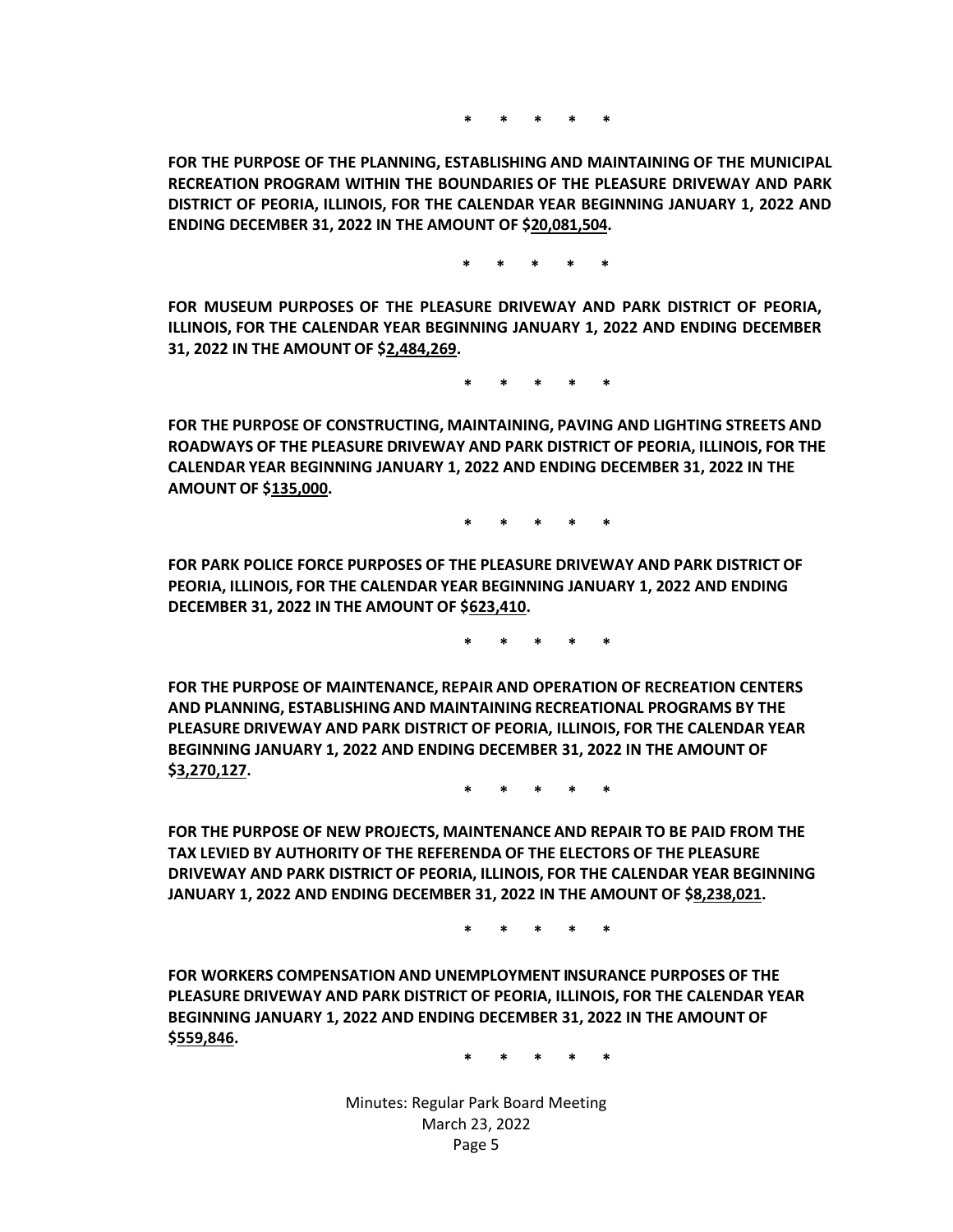*     *     *     *     *

**FOR THE PURPOSE OF THE PLANNING, ESTABLISHING AND MAINTAINING OF THE MUNICIPAL RECREATION PROGRAM WITHIN THE BOUNDARIES OF THE PLEASURE DRIVEWAY AND PARK DISTRICT OF PEORIA, ILLINOIS, FOR THE CALENDAR YEAR BEGINNING JANUARY 1, 2022 AND ENDING DECEMBER 31, 2022 IN THE AMOUNT OF $20,081,504.**

*     *     *     *     *

**FOR MUSEUM PURPOSES OF THE PLEASURE DRIVEWAY AND PARK DISTRICT OF PEORIA, ILLINOIS, FOR THE CALENDAR YEAR BEGINNING JANUARY 1, 2022 AND ENDING DECEMBER 31, 2022 IN THE AMOUNT OF $2,484,269.**

*     *     *     *     *

**FOR THE PURPOSE OF CONSTRUCTING, MAINTAINING, PAVING AND LIGHTING STREETS AND ROADWAYS OF THE PLEASURE DRIVEWAY AND PARK DISTRICT OF PEORIA, ILLINOIS, FOR THE CALENDAR YEAR BEGINNING JANUARY 1, 2022 AND ENDING DECEMBER 31, 2022 IN THE AMOUNT OF $135,000.**

*     *     *     *     *

**FOR PARK POLICE FORCE PURPOSES OF THE PLEASURE DRIVEWAY AND PARK DISTRICT OF PEORIA, ILLINOIS, FOR THE CALENDAR YEAR BEGINNING JANUARY 1, 2022 AND ENDING DECEMBER 31, 2022 IN THE AMOUNT OF $623,410.**

*     *     *     *     *

**FOR THE PURPOSE OF MAINTENANCE, REPAIR AND OPERATION OF RECREATION CENTERS AND PLANNING, ESTABLISHING AND MAINTAINING RECREATIONAL PROGRAMS BY THE PLEASURE DRIVEWAY AND PARK DISTRICT OF PEORIA, ILLINOIS, FOR THE CALENDAR YEAR BEGINNING JANUARY 1, 2022 AND ENDING DECEMBER 31, 2022 IN THE AMOUNT OF $3,270,127.**

*     *     *     *     *

**FOR THE PURPOSE OF NEW PROJECTS, MAINTENANCE AND REPAIR TO BE PAID FROM THE TAX LEVIED BY AUTHORITY OF THE REFERENDA OF THE ELECTORS OF THE PLEASURE DRIVEWAY AND PARK DISTRICT OF PEORIA, ILLINOIS, FOR THE CALENDAR YEAR BEGINNING JANUARY 1, 2022 AND ENDING DECEMBER 31, 2022 IN THE AMOUNT OF $8,238,021.**

*     *     *     *     *

**FOR WORKERS COMPENSATION AND UNEMPLOYMENT INSURANCE PURPOSES OF THE PLEASURE DRIVEWAY AND PARK DISTRICT OF PEORIA, ILLINOIS, FOR THE CALENDAR YEAR BEGINNING JANUARY 1, 2022 AND ENDING DECEMBER 31, 2022 IN THE AMOUNT OF $559,846.**

*     *     *     *     *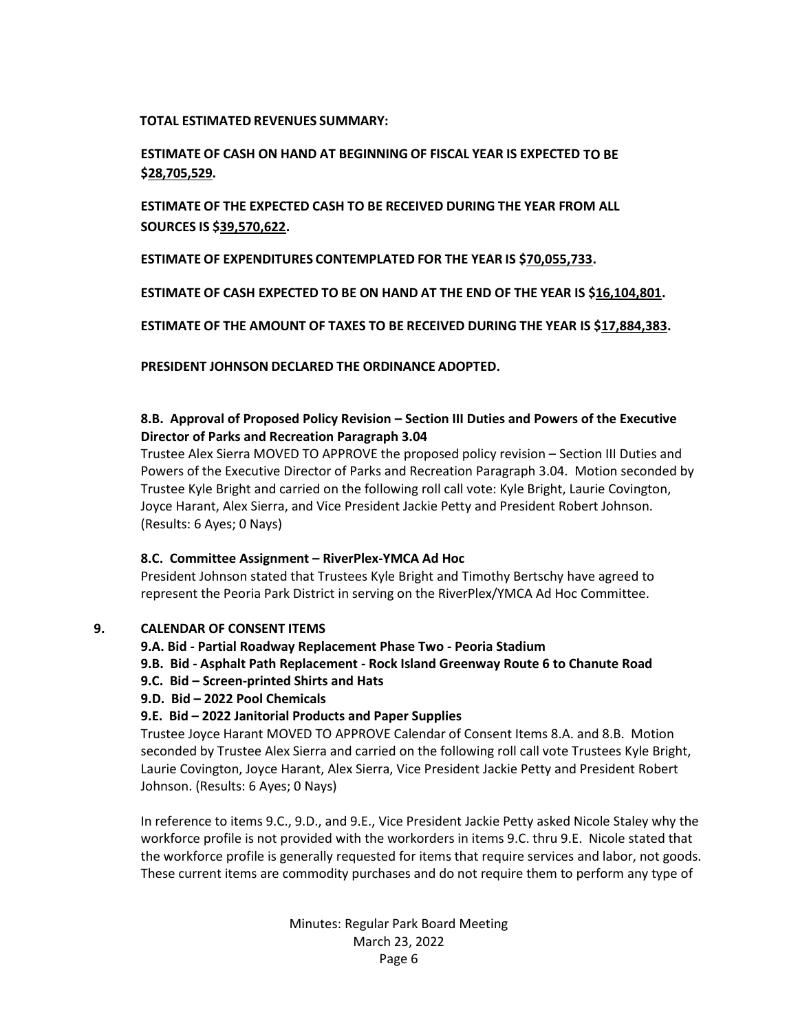**TOTAL ESTIMATED REVENUES SUMMARY:**

**ESTIMATE OF CASH ON HAND AT BEGINNING OF FISCAL YEAR IS EXPECTED TO BE $28,705,529.**

**ESTIMATE OF THE EXPECTED CASH TO BE RECEIVED DURING THE YEAR FROM ALL SOURCES IS $39,570,622.**

**ESTIMATE OF EXPENDITURES CONTEMPLATED FOR THE YEAR IS $70,055,733.**

**ESTIMATE OF CASH EXPECTED TO BE ON HAND AT THE END OF THE YEAR IS $16,104,801.**

**ESTIMATE OF THE AMOUNT OF TAXES TO BE RECEIVED DURING THE YEAR IS $17,884,383.**

**PRESIDENT JOHNSON DECLARED THE ORDINANCE ADOPTED.**

**8.B. Approval of Proposed Policy Revision – Section III Duties and Powers of the Executive Director of Parks and Recreation Paragraph 3.04**

Trustee Alex Sierra MOVED TO APPROVE the proposed policy revision – Section III Duties and Powers of the Executive Director of Parks and Recreation Paragraph 3.04. Motion seconded by Trustee Kyle Bright and carried on the following roll call vote: Kyle Bright, Laurie Covington, Joyce Harant, Alex Sierra, and Vice President Jackie Petty and President Robert Johnson. (Results: 6 Ayes; 0 Nays)

**8.C. Committee Assignment – RiverPlex-YMCA Ad Hoc**

President Johnson stated that Trustees Kyle Bright and Timothy Bertschy have agreed to represent the Peoria Park District in serving on the RiverPlex/YMCA Ad Hoc Committee.

## 9. CALENDAR OF CONSENT ITEMS

**9.A. Bid - Partial Roadway Replacement Phase Two - Peoria Stadium**

**9.B. Bid - Asphalt Path Replacement - Rock Island Greenway Route 6 to Chanute Road**

**9.C. Bid – Screen-printed Shirts and Hats**

**9.D. Bid – 2022 Pool Chemicals**

**9.E. Bid – 2022 Janitorial Products and Paper Supplies**

Trustee Joyce Harant MOVED TO APPROVE Calendar of Consent Items 8.A. and 8.B. Motion seconded by Trustee Alex Sierra and carried on the following roll call vote Trustees Kyle Bright, Laurie Covington, Joyce Harant, Alex Sierra, Vice President Jackie Petty and President Robert Johnson. (Results: 6 Ayes; 0 Nays)

In reference to items 9.C., 9.D., and 9.E., Vice President Jackie Petty asked Nicole Staley why the workforce profile is not provided with the workorders in items 9.C. thru 9.E. Nicole stated that the workforce profile is generally requested for items that require services and labor, not goods. These current items are commodity purchases and do not require them to perform any type of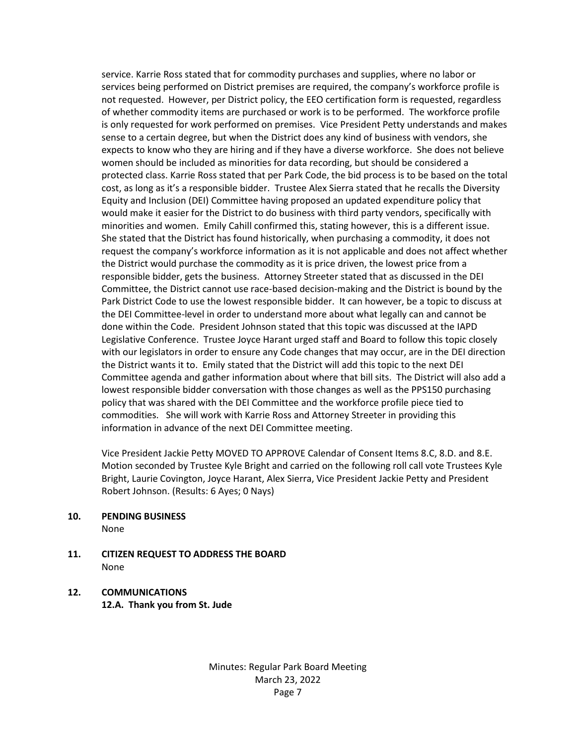service. Karrie Ross stated that for commodity purchases and supplies, where no labor or services being performed on District premises are required, the company's workforce profile is not requested. However, per District policy, the EEO certification form is requested, regardless of whether commodity items are purchased or work is to be performed. The workforce profile is only requested for work performed on premises. Vice President Petty understands and makes sense to a certain degree, but when the District does any kind of business with vendors, she expects to know who they are hiring and if they have a diverse workforce. She does not believe women should be included as minorities for data recording, but should be considered a protected class. Karrie Ross stated that per Park Code, the bid process is to be based on the total cost, as long as it's a responsible bidder. Trustee Alex Sierra stated that he recalls the Diversity Equity and Inclusion (DEI) Committee having proposed an updated expenditure policy that would make it easier for the District to do business with third party vendors, specifically with minorities and women. Emily Cahill confirmed this, stating however, this is a different issue. She stated that the District has found historically, when purchasing a commodity, it does not request the company's workforce information as it is not applicable and does not affect whether the District would purchase the commodity as it is price driven, the lowest price from a responsible bidder, gets the business. Attorney Streeter stated that as discussed in the DEI Committee, the District cannot use race-based decision-making and the District is bound by the Park District Code to use the lowest responsible bidder. It can however, be a topic to discuss at the DEI Committee-level in order to understand more about what legally can and cannot be done within the Code. President Johnson stated that this topic was discussed at the IAPD Legislative Conference. Trustee Joyce Harant urged staff and Board to follow this topic closely with our legislators in order to ensure any Code changes that may occur, are in the DEI direction the District wants it to. Emily stated that the District will add this topic to the next DEI Committee agenda and gather information about where that bill sits. The District will also add a lowest responsible bidder conversation with those changes as well as the PPS150 purchasing policy that was shared with the DEI Committee and the workforce profile piece tied to commodities. She will work with Karrie Ross and Attorney Streeter in providing this information in advance of the next DEI Committee meeting.

Vice President Jackie Petty MOVED TO APPROVE Calendar of Consent Items 8.C, 8.D. and 8.E. Motion seconded by Trustee Kyle Bright and carried on the following roll call vote Trustees Kyle Bright, Laurie Covington, Joyce Harant, Alex Sierra, Vice President Jackie Petty and President Robert Johnson. (Results: 6 Ayes; 0 Nays)

**10. PENDING BUSINESS**

None

**11. CITIZEN REQUEST TO ADDRESS THE BOARD**

None

**12. COMMUNICATIONS**

**12.A. Thank you from St. Jude**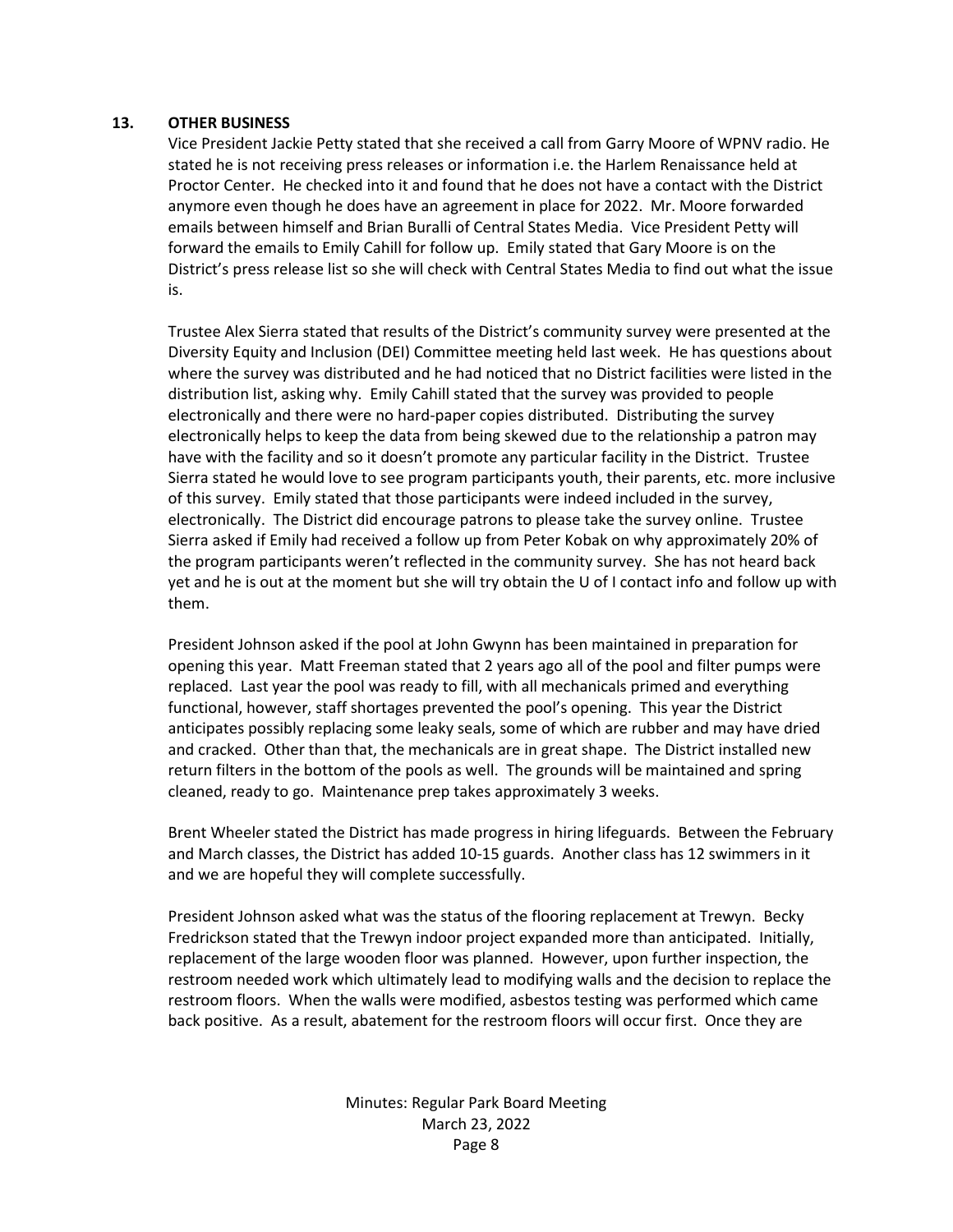## 13. OTHER BUSINESS

Vice President Jackie Petty stated that she received a call from Garry Moore of WPNV radio. He stated he is not receiving press releases or information i.e. the Harlem Renaissance held at Proctor Center. He checked into it and found that he does not have a contact with the District anymore even though he does have an agreement in place for 2022. Mr. Moore forwarded emails between himself and Brian Buralli of Central States Media. Vice President Petty will forward the emails to Emily Cahill for follow up. Emily stated that Gary Moore is on the District's press release list so she will check with Central States Media to find out what the issue is.

Trustee Alex Sierra stated that results of the District's community survey were presented at the Diversity Equity and Inclusion (DEI) Committee meeting held last week. He has questions about where the survey was distributed and he had noticed that no District facilities were listed in the distribution list, asking why. Emily Cahill stated that the survey was provided to people electronically and there were no hard-paper copies distributed. Distributing the survey electronically helps to keep the data from being skewed due to the relationship a patron may have with the facility and so it doesn't promote any particular facility in the District. Trustee Sierra stated he would love to see program participants youth, their parents, etc. more inclusive of this survey. Emily stated that those participants were indeed included in the survey, electronically. The District did encourage patrons to please take the survey online. Trustee Sierra asked if Emily had received a follow up from Peter Kobak on why approximately 20% of the program participants weren't reflected in the community survey. She has not heard back yet and he is out at the moment but she will try obtain the U of I contact info and follow up with them.

President Johnson asked if the pool at John Gwynn has been maintained in preparation for opening this year. Matt Freeman stated that 2 years ago all of the pool and filter pumps were replaced. Last year the pool was ready to fill, with all mechanicals primed and everything functional, however, staff shortages prevented the pool's opening. This year the District anticipates possibly replacing some leaky seals, some of which are rubber and may have dried and cracked. Other than that, the mechanicals are in great shape. The District installed new return filters in the bottom of the pools as well. The grounds will be maintained and spring cleaned, ready to go. Maintenance prep takes approximately 3 weeks.

Brent Wheeler stated the District has made progress in hiring lifeguards. Between the February and March classes, the District has added 10-15 guards. Another class has 12 swimmers in it and we are hopeful they will complete successfully.

President Johnson asked what was the status of the flooring replacement at Trewyn. Becky Fredrickson stated that the Trewyn indoor project expanded more than anticipated. Initially, replacement of the large wooden floor was planned. However, upon further inspection, the restroom needed work which ultimately lead to modifying walls and the decision to replace the restroom floors. When the walls were modified, asbestos testing was performed which came back positive. As a result, abatement for the restroom floors will occur first. Once they are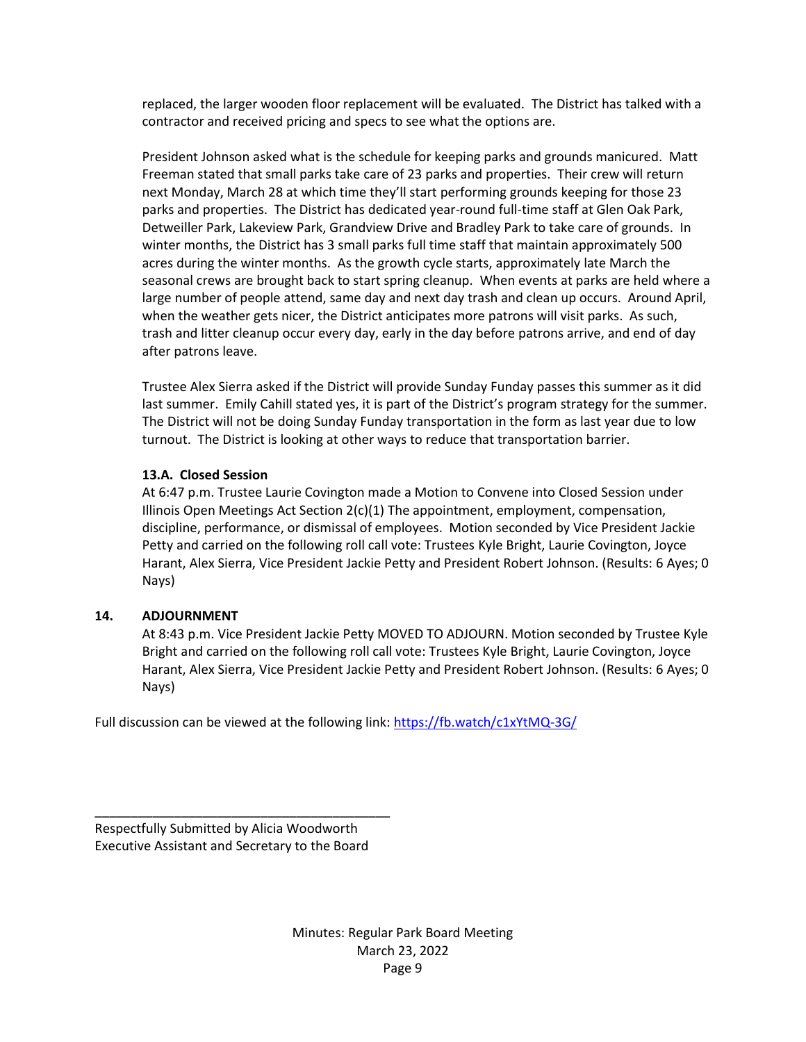replaced, the larger wooden floor replacement will be evaluated. The District has talked with a contractor and received pricing and specs to see what the options are.

President Johnson asked what is the schedule for keeping parks and grounds manicured. Matt Freeman stated that small parks take care of 23 parks and properties. Their crew will return next Monday, March 28 at which time they'll start performing grounds keeping for those 23 parks and properties. The District has dedicated year-round full-time staff at Glen Oak Park, Detweiller Park, Lakeview Park, Grandview Drive and Bradley Park to take care of grounds. In winter months, the District has 3 small parks full time staff that maintain approximately 500 acres during the winter months. As the growth cycle starts, approximately late March the seasonal crews are brought back to start spring cleanup. When events at parks are held where a large number of people attend, same day and next day trash and clean up occurs. Around April, when the weather gets nicer, the District anticipates more patrons will visit parks. As such, trash and litter cleanup occur every day, early in the day before patrons arrive, and end of day after patrons leave.

Trustee Alex Sierra asked if the District will provide Sunday Funday passes this summer as it did last summer. Emily Cahill stated yes, it is part of the District's program strategy for the summer. The District will not be doing Sunday Funday transportation in the form as last year due to low turnout. The District is looking at other ways to reduce that transportation barrier.

**13.A. Closed Session**

At 6:47 p.m. Trustee Laurie Covington made a Motion to Convene into Closed Session under Illinois Open Meetings Act Section 2(c)(1) The appointment, employment, compensation, discipline, performance, or dismissal of employees. Motion seconded by Vice President Jackie Petty and carried on the following roll call vote: Trustees Kyle Bright, Laurie Covington, Joyce Harant, Alex Sierra, Vice President Jackie Petty and President Robert Johnson. (Results: 6 Ayes; 0 Nays)

**14. ADJOURNMENT**

At 8:43 p.m. Vice President Jackie Petty MOVED TO ADJOURN. Motion seconded by Trustee Kyle Bright and carried on the following roll call vote: Trustees Kyle Bright, Laurie Covington, Joyce Harant, Alex Sierra, Vice President Jackie Petty and President Robert Johnson. (Results: 6 Ayes; 0 Nays)

Full discussion can be viewed at the following link: https://fb.watch/c1xYtMQ-3G/

\_\_\_\_\_\_\_\_\_\_\_\_\_\_\_\_\_\_\_\_\_\_\_\_\_\_\_\_\_\_\_\_\_\_\_\_\_\_\_\_

Respectfully Submitted by Alicia Woodworth
Executive Assistant and Secretary to the Board

Minutes: Regular Park Board Meeting
March 23, 2022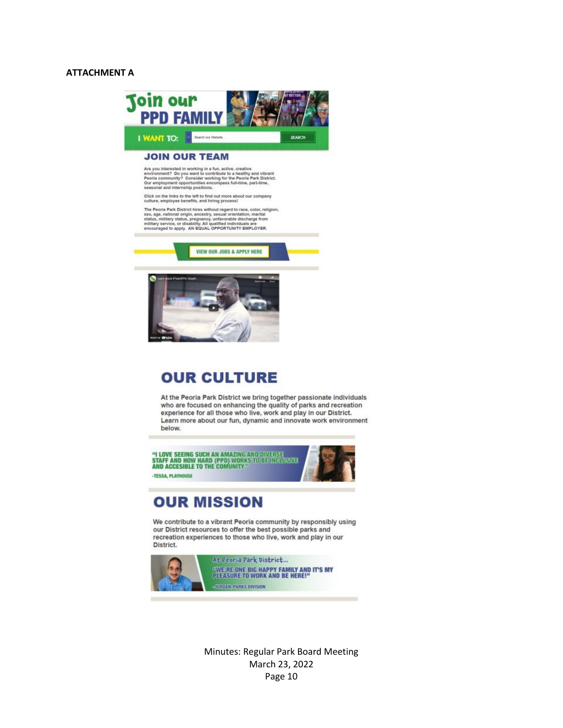**ATTACHMENT A**

# Join our PPD FAMILY

I WANT TO: Search our Website... SEARCH

## JOIN OUR TEAM

Are you interested in working in a fun, active, creative environment? Do you want to contribute to a healthy and vibrant Peoria community? Consider working for the Peoria Park District. Our employment opportunities encompass full-time, part-time, seasonal and internship positions.

Click on the links to the left to find out more about our company culture, employee benefits, and hiring process!

The Peoria Park District hires without regard to race, color, religion, sex, age, national origin, ancestry, sexual orientation, marital status, military status, pregnancy, unfavorable discharge from military service, or disability. All qualified individuals are encouraged to apply. AN EQUAL OPPORTUNITY EMPLOYER.

VIEW OUR JOBS & APPLY HERE

## OUR CULTURE

At the Peoria Park District we bring together passionate individuals who are focused on enhancing the quality of parks and recreation experience for all those who live, work and play in our District. Learn more about our fun, dynamic and innovate work environment below.

"I LOVE SEEING SUCH AN AMAZING AND DIVERSE STAFF AND HOW HARD (PPD) WORKS TO BE INCLUSIVE AND ACCESIBLE TO THE COMUNITY."

-TESSA, PLAYHOUSE

## OUR MISSION

We contribute to a vibrant Peoria community by responsibly using our District resources to offer the best possible parks and recreation experiences to those who live, work and play in our District.

At Peoria Park District...

"WE'RE ONE BIG HAPPY FAMILY AND IT'S MY PLEASURE TO WORK AND BE HERE!"

-JORDAN, PARKS DIVISION

Minutes: Regular Park Board Meeting
March 23, 2022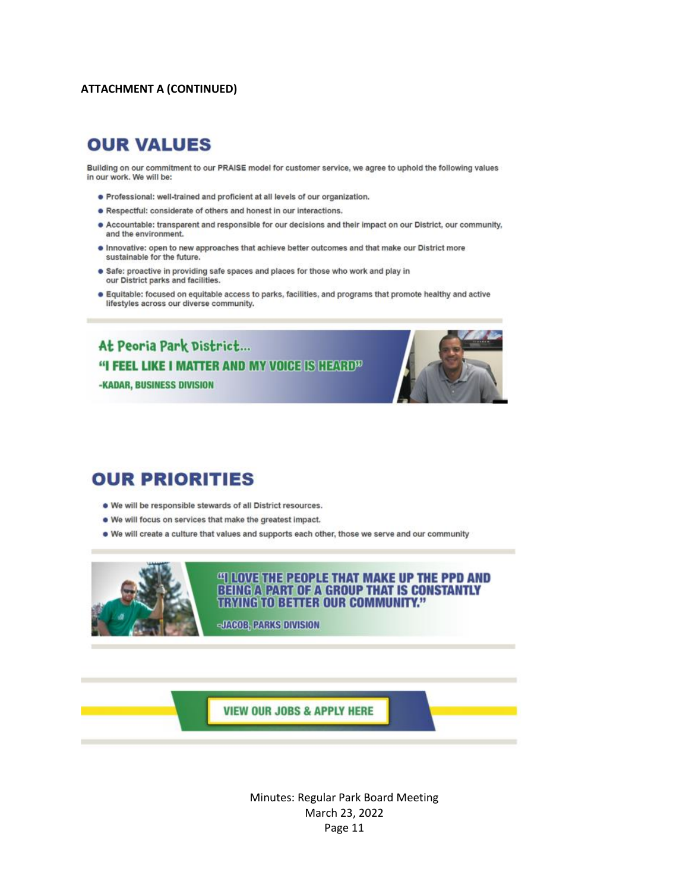**ATTACHMENT A (CONTINUED)**

# OUR VALUES

Building on our commitment to our PRAISE model for customer service, we agree to uphold the following values in our work. We will be:

- Professional: well-trained and proficient at all levels of our organization.
- Respectful: considerate of others and honest in our interactions.
- Accountable: transparent and responsible for our decisions and their impact on our District, our community, and the environment.
- Innovative: open to new approaches that achieve better outcomes and that make our District more sustainable for the future.
- Safe: proactive in providing safe spaces and places for those who work and play in our District parks and facilities.
- Equitable: focused on equitable access to parks, facilities, and programs that promote healthy and active lifestyles across our diverse community.

At Peoria Park District...

"I FEEL LIKE I MATTER AND MY VOICE IS HEARD"

-KADAR, BUSINESS DIVISION

# OUR PRIORITIES

- We will be responsible stewards of all District resources.
- We will focus on services that make the greatest impact.
- We will create a culture that values and supports each other, those we serve and our community

"I LOVE THE PEOPLE THAT MAKE UP THE PPD AND BEING A PART OF A GROUP THAT IS CONSTANTLY TRYING TO BETTER OUR COMMUNITY."

-JACOB, PARKS DIVISION

VIEW OUR JOBS & APPLY HERE

Minutes: Regular Park Board Meeting
March 23, 2022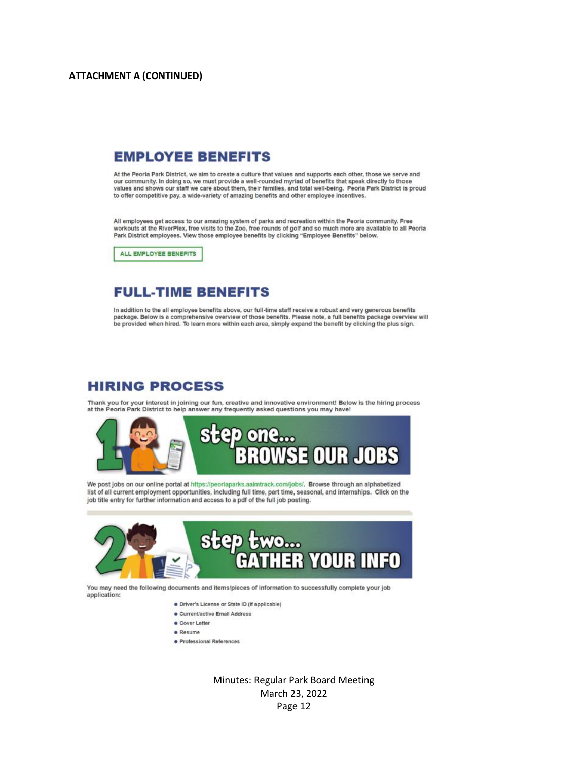**ATTACHMENT A (CONTINUED)**

## EMPLOYEE BENEFITS

At the Peoria Park District, we aim to create a culture that values and supports each other, those we serve and our community. In doing so, we must provide a well-rounded myriad of benefits that speak directly to those values and shows our staff we care about them, their families, and total well-being. Peoria Park District is proud to offer competitive pay, a wide-variety of amazing benefits and other employee incentives.

All employees get access to our amazing system of parks and recreation within the Peoria community. Free workouts at the RiverPlex, free visits to the Zoo, free rounds of golf and so much more are available to all Peoria Park District employees. View those employee benefits by clicking "Employee Benefits" below.

ALL EMPLOYEE BENEFITS

## FULL-TIME BENEFITS

In addition to the all employee benefits above, our full-time staff receive a robust and very generous benefits package. Below is a comprehensive overview of those benefits. Please note, a full benefits package overview will be provided when hired. To learn more within each area, simply expand the benefit by clicking the plus sign.

## HIRING PROCESS

Thank you for your interest in joining our fun, creative and innovative environment! Below is the hiring process at the Peoria Park District to help answer any frequently asked questions you may have!

### step one... BROWSE OUR JOBS

We post jobs on our online portal at https://peoriaparks.aaimtrack.com/jobs/. Browse through an alphabetized list of all current employment opportunities, including full time, part time, seasonal, and internships. Click on the job title entry for further information and access to a pdf of the full job posting.

### step two... GATHER YOUR INFO

You may need the following documents and items/pieces of information to successfully complete your job application:

- Driver's License or State ID (if applicable)
- Current/active Email Address
- Cover Letter
- Resume
- Professional References

Minutes: Regular Park Board Meeting
March 23, 2022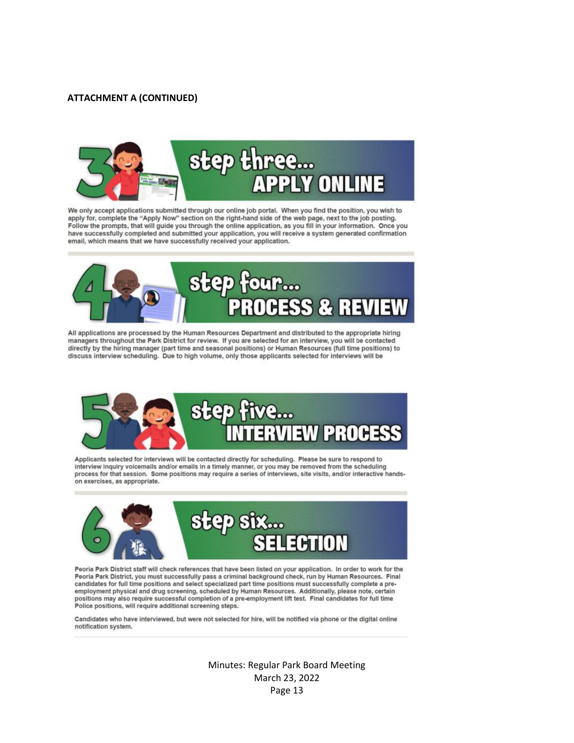**ATTACHMENT A (CONTINUED)**

## step three... APPLY ONLINE

We only accept applications submitted through our online job portal. When you find the position, you wish to apply for, complete the "Apply Now" section on the right-hand side of the web page, next to the job posting. Follow the prompts, that will guide you through the online application, as you fill in your information. Once you have successfully completed and submitted your application, you will receive a system generated confirmation email, which means that we have successfully received your application.

## step four... PROCESS & REVIEW

All applications are processed by the Human Resources Department and distributed to the appropriate hiring managers throughout the Park District for review. If you are selected for an interview, you will be contacted directly by the hiring manager (part time and seasonal positions) or Human Resources (full time positions) to discuss interview scheduling. Due to high volume, only those applicants selected for interviews will be

## step five... INTERVIEW PROCESS

Applicants selected for interviews will be contacted directly for scheduling. Please be sure to respond to interview inquiry voicemails and/or emails in a timely manner, or you may be removed from the scheduling process for that session. Some positions may require a series of interviews, site visits, and/or interactive hands-on exercises, as appropriate.

## step six... SELECTION

Peoria Park District staff will check references that have been listed on your application. In order to work for the Peoria Park District, you must successfully pass a criminal background check, run by Human Resources. Final candidates for full time positions and select specialized part time positions must successfully complete a pre-employment physical and drug screening, scheduled by Human Resources. Additionally, please note, certain positions may also require successful completion of a pre-employment lift test. Final candidates for full time Police positions, will require additional screening steps.

Candidates who have interviewed, but were not selected for hire, will be notified via phone or the digital online notification system.

Minutes: Regular Park Board Meeting
March 23, 2022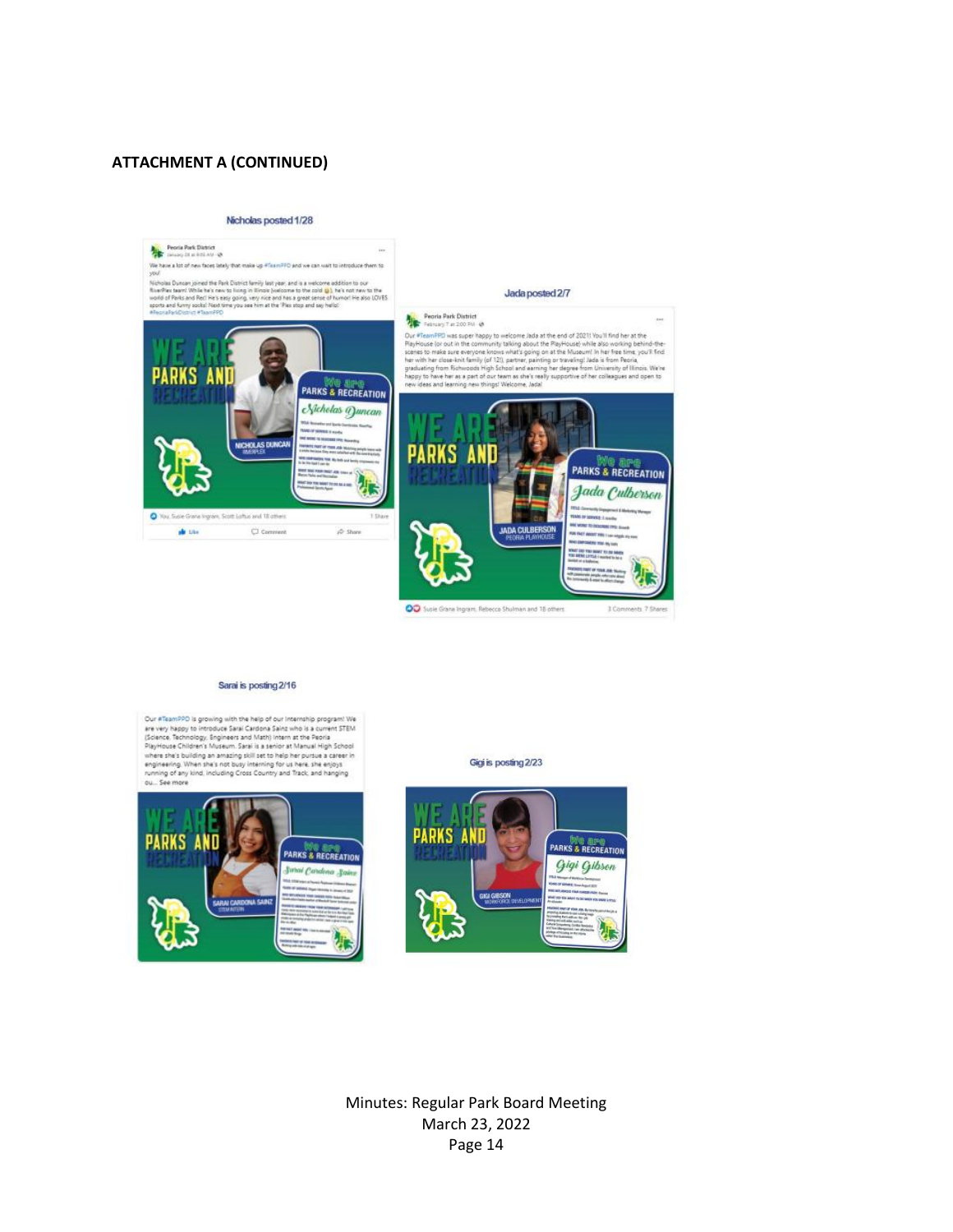**ATTACHMENT A (CONTINUED)**

Nicholas posted 1/28

Peoria Park District
January 28 at 8:05 AM

We have a lot of new faces lately that make up #TeamPPD and we can wait to introduce them to you!

Nicholas Duncan joined the Park District family last year, and is a welcome addition to our RiverPlex team! While he's new to living in Illinois (welcome to the cold), he's not new to the world of Parks and Rec! He's easy going, very nice and has a great sense of humor! He also LOVES sports and funny socks! Next time you see him at the 'Plex stop and say hello!
#PeoriaParkDistrict #TeamPPD

WE ARE PARKS AND RECREATION

NICHOLAS DUNCAN
RIVERPLEX

We are PARKS & RECREATION
Nicholas Duncan

You, Susie Grana Ingram, Scott Loftus and 18 others — 1 Share

Like — Comment — Share

Jada posted 2/7

Peoria Park District
February 7 at 2:00 PM

Our #TeamPPD was super happy to welcome Jada at the end of 2021! You'll find her at the PlayHouse (or out in the community talking about the PlayHouse) while also working behind-the-scenes to make sure everyone knows what's going on at the Museum! In her free time, you'll find her with her close-knit family (of 12!), partner, painting or traveling! Jada is from Peoria, graduating from Richwoods High School and earning her degree from University of Illinois. We're happy to have her as a part of our team as she's really supportive of her colleagues and open to new ideas and learning new things! Welcome, Jada!

WE ARE PARKS AND RECREATION

JADA CULBERSON
PEORIA PLAYHOUSE

We are PARKS & RECREATION
Jada Culberson

Susie Grana Ingram, Rebecca Shulman and 18 others — 3 Comments 7 Shares

Sarai is posting 2/16

Our #TeamPPD is growing with the help of our internship program! We are very happy to introduce Sarai Cardona Sainz who is a current STEM (Science, Technology, Engineers and Math) intern at the Peoria PlayHouse Children's Museum. Sarai is a senior at Manual High School where she's building an amazing skill set to help her pursue a career in engineering. When she's not busy interning for us here, she enjoys running of any kind, including Cross Country and Track, and hanging ou... See more

WE ARE PARKS AND RECREATION

SARAI CARDONA SAINZ
STEM INTERN

We are PARKS & RECREATION
Sarai Cardona Sainz

Gigi is posting 2/23

WE ARE PARKS AND RECREATION

GIGI GIBSON
WORKFORCE DEVELOPMENT

We are PARKS & RECREATION
Gigi Gibson